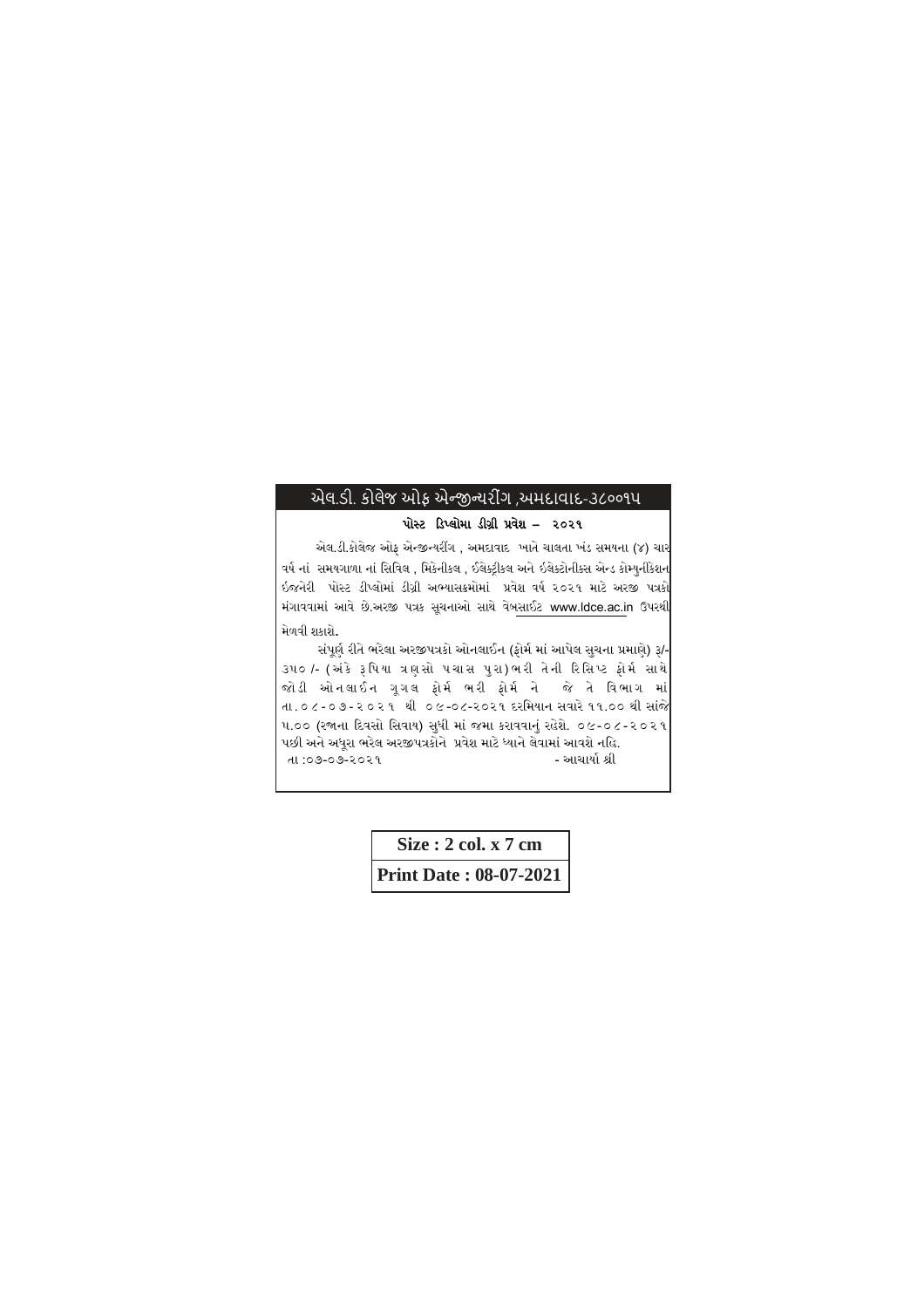# એલ.ડી. કોલેજ ઓફ એન્જીન્યરીંગ ,અમદાવાદ-૩૮૦૦૧૫

**પોસ્ટ ડિપ્લોમા ડીગ્રી પ્રવેશ – ૨૦૨૧**

એલ.ડી.કોલેજ ઓફ એન્જીન્યરીંગ , અમદાવાદ ખાતે ચાલતા ખંડ સમયના (૪) ચાર વર્ષ નાં સમયગાળા નાં સિવિલ , મિકેનીકલ , ઈલેક્ટ્રીકલ અને ઈલેક્ટ્રોનીક્સ એન્ડ કોમ્યુનીકેશન ઇજનેરી પોસ્ટ ડીપ્લોમાં ડીગ્રી અભ્યાસક્રમોમાં પ્રવેશ વર્ષ ૨૦૨૧ માટે અરજી પત્રકો મંગાવવામાં આવે છે.અરજી પત્રક સૂચનાઓ સાથે વેબસાઈટ www.ldce.ac.in ઉપરથી મેળવી શકાશે.

સંપૂર્ણ રીતે ભરેલા અરજીપત્રકો ઓનલાઈન (ફોર્મ માં આપેલ સુચના પ્રમાણે) રૂ/- ૩૫૦ /- (અંકે રૂપિયા ત્રણસો પચાસ પુરા)ભરી તેની રિસિપ્ટ ફોર્મ સાથે જોડી ઓનલાઈન ગૂગલ ફોર્મ ભરી ફોર્મ ને જે તે વિભાગ માં તા.૦૮-૦૭-૨૦૨૧ થી ૦૯-૦૮-૨૦૨૧ દરમિયાન સવારે ૧૧.૦૦ થી સાંજે ૫.૦૦ (રજાના દિવસો સિવાય) સુધી માં જમા કરાવવાનું રહેશે. ૦૯-૦૮-૨૦૨૧ પછી અને અધૂરા ભરેલ અરજીપત્રકોને પ્રવેશ માટે ધ્યાને લેવામાં આવશે નહિ.

તા :૦૭-૦૭-૨૦૨૧ - આચાર્યા શ્રી

| Size : 2 col. x 7 cm |
| --- |
| Print Date : 08-07-2021 |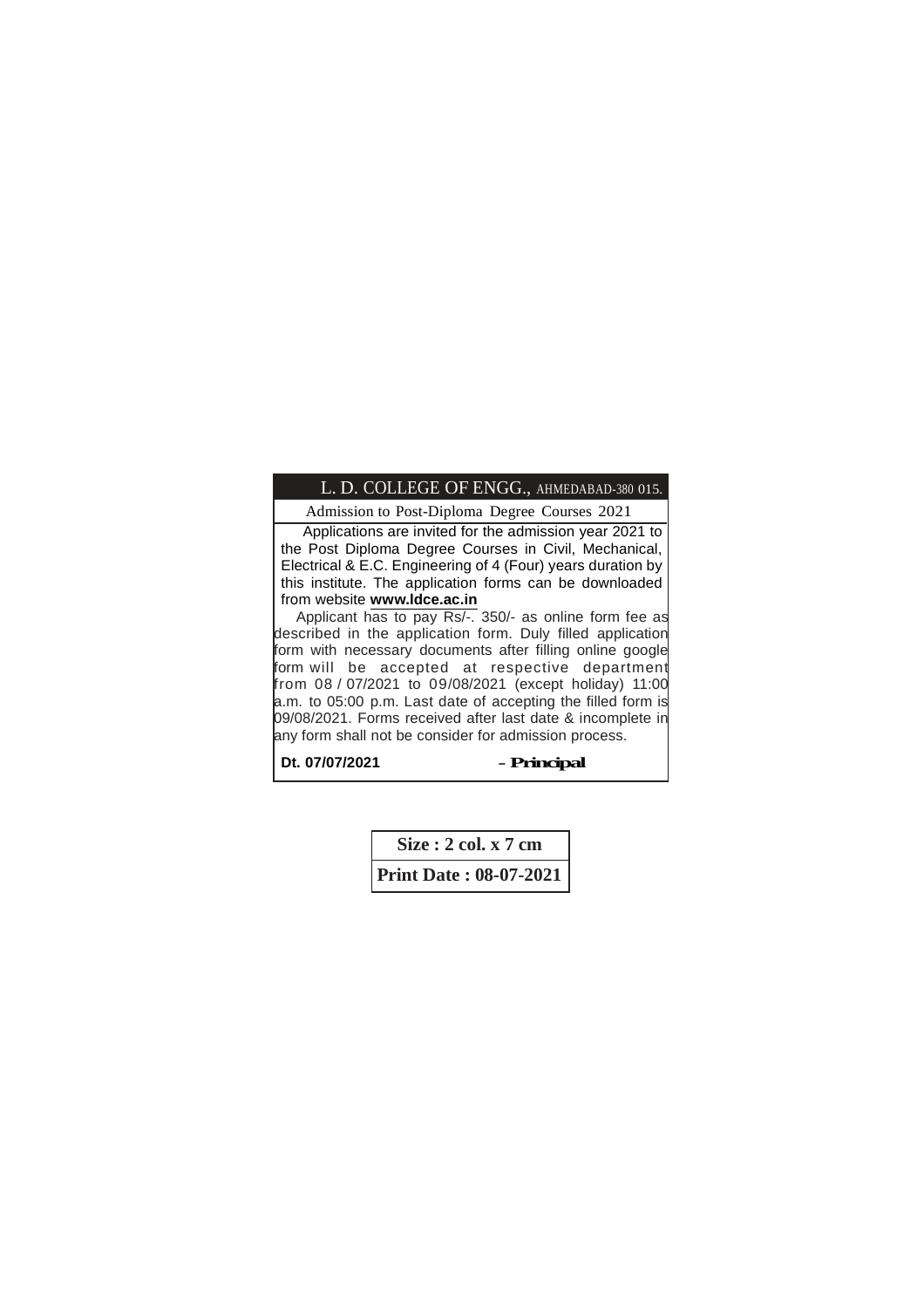# L. D. COLLEGE OF ENGG., AHMEDABAD-380 015.

## Admission to Post-Diploma Degree Courses 2021

Applications are invited for the admission year 2021 to the Post Diploma Degree Courses in Civil, Mechanical, Electrical & E.C. Engineering of 4 (Four) years duration by this institute. The application forms can be downloaded from website **www.ldce.ac.in**

Applicant has to pay Rs/-. 350/- as online form fee as described in the application form. Duly filled application form with necessary documents after filling online google form will be accepted at respective department from 08 / 07/2021 to 09/08/2021 (except holiday) 11:00 a.m. to 05:00 p.m. Last date of accepting the filled form is 09/08/2021. Forms received after last date & incomplete in any form shall not be consider for admission process.

**Dt. 07/07/2021** **- Principal**

| |
|---|
| **Size : 2 col. x 7 cm** |
| **Print Date : 08-07-2021** |